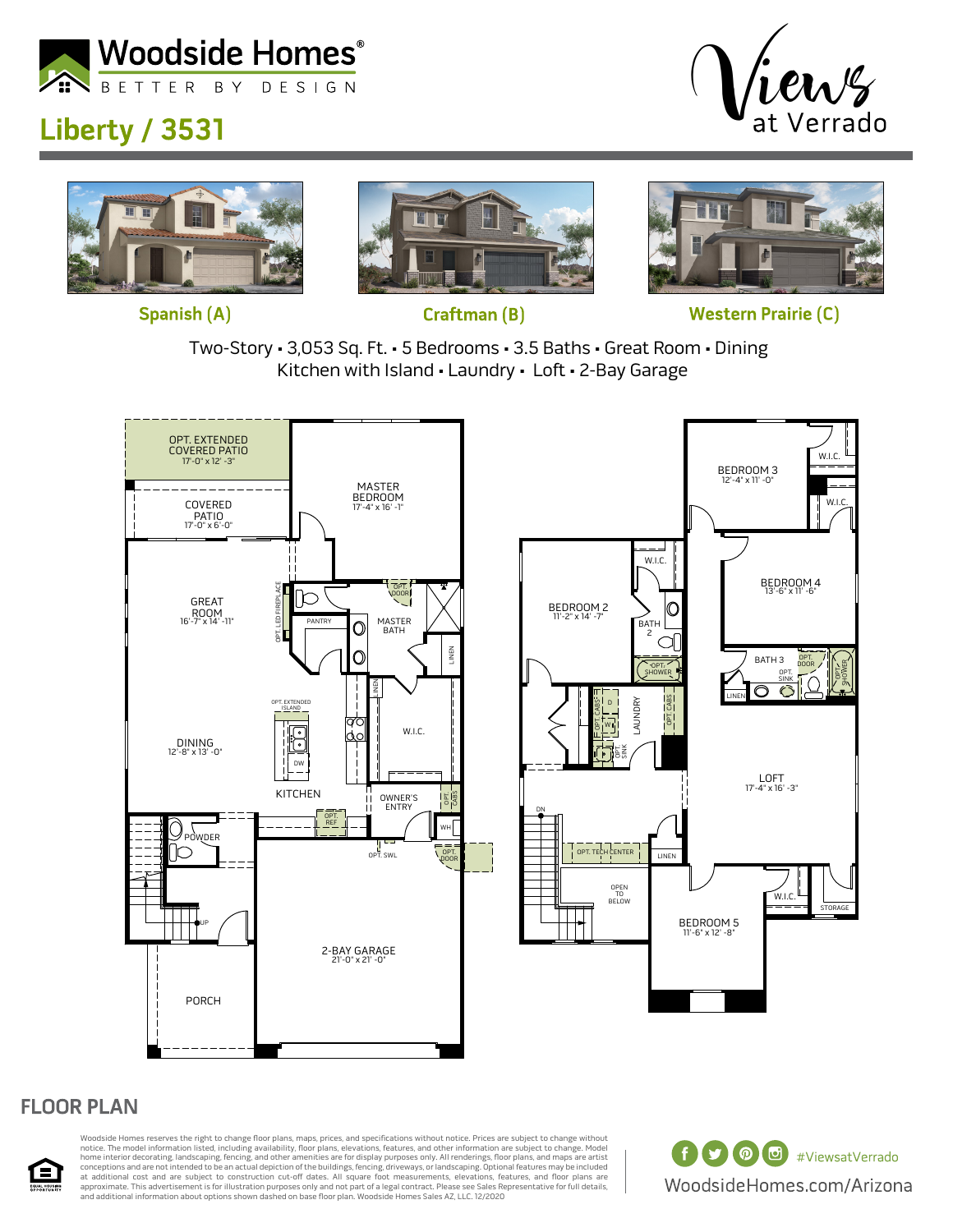Woodside Homes®
BETTER BY DESIGN

# Liberty / 3531

Views at Verrado

Spanish (A) | Craftman (B) | Western Prairie (C)

Two-Story • 3,053 Sq. Ft. • 5 Bedrooms • 3.5 Baths • Great Room • Dining
Kitchen with Island • Laundry • Loft • 2-Bay Garage

OPT. EXTENDED COVERED PATIO 17'-0" x 12'-3"
COVERED PATIO 17'-0" x 6'-0"
MASTER BEDROOM 17'-4" x 16'-1"
GREAT ROOM 16'-7" x 14'-11"
OPT. LED FIREPLACE
PANTRY
OPT. DOOR
MASTER BATH
LINEN
OPT. EXTENDED ISLAND
DW
W.I.C.
DINING 12'-8" x 13'-0"
KITCHEN
OPT. REF
OWNER'S ENTRY
OPT. CABS
WH
POWDER
OPT. SWL
OPT. DOOR
UP
2-BAY GARAGE 21'-0" x 21'-0"
PORCH

BEDROOM 3 12'-4" x 11'-0"
W.I.C.
W.I.C.
W.I.C.
BEDROOM 2 11'-2" x 14'-7"
BATH 2
BEDROOM 4 13'-6" x 11'-6"
OPT. SHOWER
BATH 3
OPT. DOOR
OPT. SINK
OPT. SHOWER
LINEN
OPT. CABS
D
W
OPT. SINK
LAUNDRY
OPT. CABS
LOFT 17'-4" x 16'-3"
DN
OPT. TECH CENTER
LINEN
OPEN TO BELOW
W.I.C.
STORAGE
BEDROOM 5 11'-6" x 12'-8"

## FLOOR PLAN

Woodside Homes reserves the right to change floor plans, maps, prices, and specifications without notice. Prices are subject to change without notice. The model information listed, including availability, floor plans, elevations, features, and other information are subject to change. Model home interior decorating, landscaping, fencing, and other amenities are for display purposes only. All renderings, floor plans, and maps are artist conceptions and are not intended to be an actual depiction of the buildings, fencing, driveways, or landscaping. Optional features may be included at additional cost and are subject to construction cut-off dates. All square foot measurements, elevations, features, and floor plans are approximate. This advertisement is for illustration purposes only and not part of a legal contract. Please see Sales Representative for full details, and additional information about options shown dashed on base floor plan. Woodside Homes Sales AZ, LLC. 12/2020

#ViewsatVerrado
WoodsideHomes.com/Arizona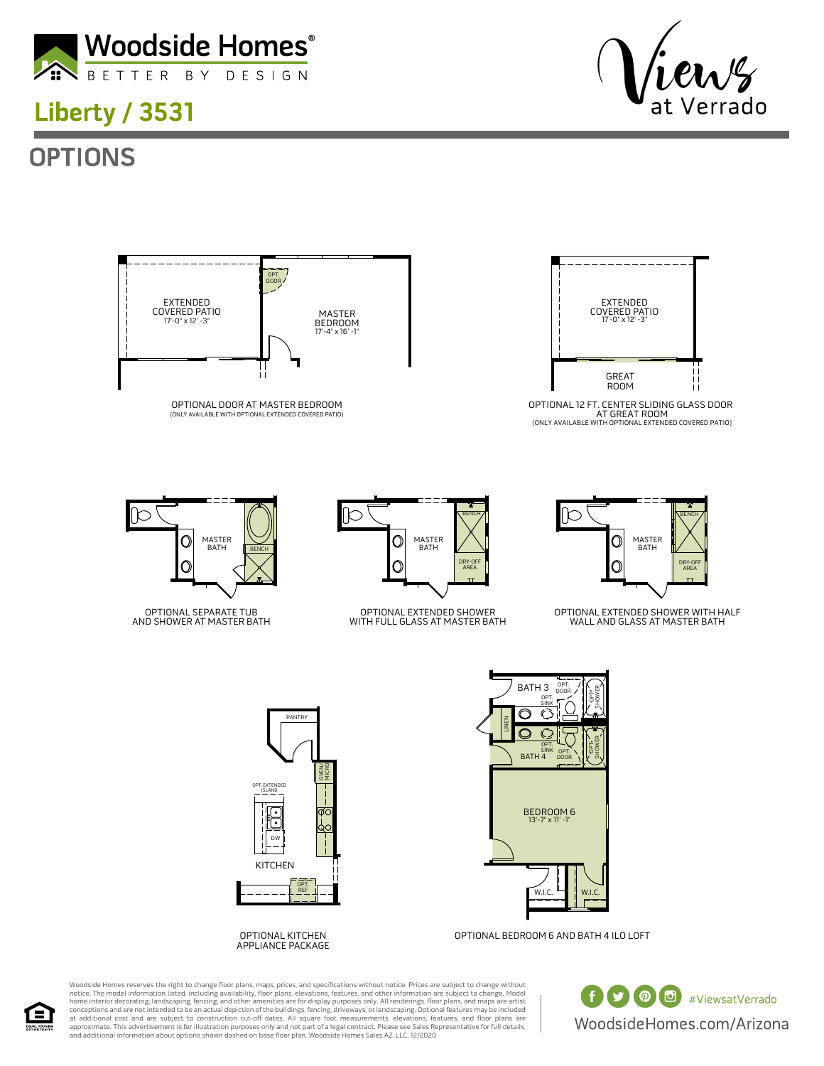# Woodside Homes® BETTER BY DESIGN

## Liberty / 3531

Views at Verrado

## OPTIONS

EXTENDED COVERED PATIO
17'-0" x 12' -3"

OPT. DOOR

MASTER BEDROOM
17'-4" x 16' -1"

OPTIONAL DOOR AT MASTER BEDROOM
(ONLY AVAILABLE WITH OPTIONAL EXTENDED COVERED PATIO)

EXTENDED COVERED PATIO
17'-0" x 12' -3"

GREAT ROOM

OPTIONAL 12 FT. CENTER SLIDING GLASS DOOR AT GREAT ROOM
(ONLY AVAILABLE WITH OPTIONAL EXTENDED COVERED PATIO)

MASTER BATH

BENCH

OPTIONAL SEPARATE TUB AND SHOWER AT MASTER BATH

MASTER BATH

BENCH

DRY-OFF AREA

OPTIONAL EXTENDED SHOWER WITH FULL GLASS AT MASTER BATH

MASTER BATH

BENCH

DRY-OFF AREA

OPTIONAL EXTENDED SHOWER WITH HALF WALL AND GLASS AT MASTER BATH

PANTRY

OVEN/ MICRO

OPT. EXTENDED ISLAND

DW

KITCHEN

OPT. REF

OPTIONAL KITCHEN APPLIANCE PACKAGE

BATH 3

OPT. DOOR

OPT. SINK

OPT. SHOWER

LINEN

OPT. SINK

OPT. DOOR

BATH 4

OPT. SHOWER

BEDROOM 6
13'-7" x 11' -1"

W.I.C.

W.I.C.

OPTIONAL BEDROOM 6 AND BATH 4 ILO LOFT

Woodside Homes reserves the right to change floor plans, maps, prices, and specifications without notice. Prices are subject to change without notice. The model information listed, including availability, floor plans, elevations, features, and other information are subject to change. Model home interior decorating, landscaping, fencing, and other amenities are for display purposes only. All renderings, floor plans, and maps are artist conceptions and are not intended to be an actual depiction of the buildings, fencing, driveways, or landscaping. Optional features may be included at additional cost and are subject to construction cut-off dates. All square foot measurements, elevations, features, and floor plans are approximate. This advertisement is for illustration purposes only and not part of a legal contract. Please see Sales Representative for full details, and additional information about options shown dashed on base floor plan. Woodside Homes Sales AZ, LLC. 12/2020

EQUAL HOUSING OPPORTUNITY

#ViewsatVerrado

WoodsideHomes.com/Arizona